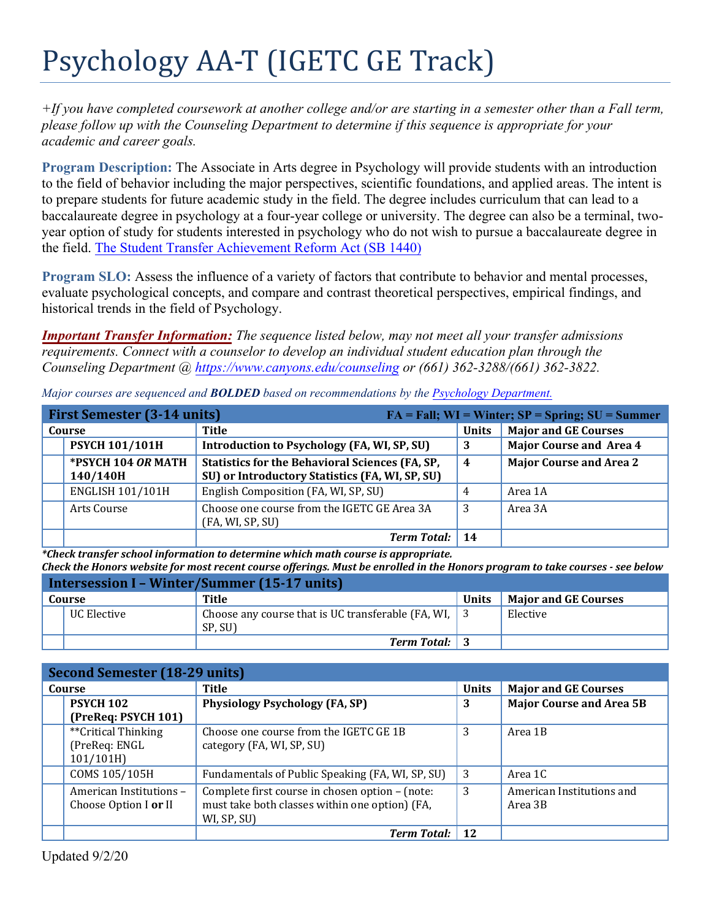# Psychology AA-T (IGETC GE Track)

*+If you have completed coursework at another college and/or are starting in a semester other than a Fall term, please follow up with the Counseling Department to determine if this sequence is appropriate for your academic and career goals.*

**Program Description:** The Associate in Arts degree in Psychology will provide students with an introduction to the field of behavior including the major perspectives, scientific foundations, and applied areas. The intent is to prepare students for future academic study in the field. The degree includes curriculum that can lead to a baccalaureate degree in psychology at a four-year college or university. The degree can also be a terminal, two-year option of study for students interested in psychology who do not wish to pursue a baccalaureate degree in the field. The Student Transfer Achievement Reform Act (SB 1440)

**Program SLO:** Assess the influence of a variety of factors that contribute to behavior and mental processes, evaluate psychological concepts, and compare and contrast theoretical perspectives, empirical findings, and historical trends in the field of Psychology.

***Important Transfer Information:*** *The sequence listed below, may not meet all your transfer admissions requirements. Connect with a counselor to develop an individual student education plan through the Counseling Department @ https://www.canyons.edu/counseling or (661) 362-3288/(661) 362-3822.*

*Major courses are sequenced and **BOLDED** based on recommendations by the Psychology Department.*

| First Semester (3-14 units) | | | FA = Fall; WI = Winter; SP = Spring; SU = Summer | |
|---|---|---|---|---|
| | **Course** | **Title** | **Units** | **Major and GE Courses** |
| | **PSYCH 101/101H** | **Introduction to Psychology (FA, WI, SP, SU)** | **3** | **Major Course and Area 4** |
| | **\*PSYCH 104 *OR* MATH 140/140H** | **Statistics for the Behavioral Sciences (FA, SP, SU) or Introductory Statistics (FA, WI, SP, SU)** | **4** | **Major Course and Area 2** |
| | ENGLISH 101/101H | English Composition (FA, WI, SP, SU) | 4 | Area 1A |
| | Arts Course | Choose one course from the IGETC GE Area 3A (FA, WI, SP, SU) | 3 | Area 3A |
| | | ***Term Total:*** | **14** | |

***\*Check transfer school information to determine which math course is appropriate.***
***Check the Honors website for most recent course offerings. Must be enrolled in the Honors program to take courses - see below***

| Intersession I – Winter/Summer (15-17 units) | | | | |
|---|---|---|---|---|
| | **Course** | **Title** | **Units** | **Major and GE Courses** |
| | UC Elective | Choose any course that is UC transferable (FA, WI, SP, SU) | 3 | Elective |
| | | ***Term Total:*** | **3** | |

| Second Semester (18-29 units) | | | | |
|---|---|---|---|---|
| | **Course** | **Title** | **Units** | **Major and GE Courses** |
| | **PSYCH 102 (PreReq: PSYCH 101)** | **Physiology Psychology (FA, SP)** | **3** | **Major Course and Area 5B** |
| | \*\*Critical Thinking (PreReq: ENGL 101/101H) | Choose one course from the IGETC GE 1B category (FA, WI, SP, SU) | 3 | Area 1B |
| | COMS 105/105H | Fundamentals of Public Speaking (FA, WI, SP, SU) | 3 | Area 1C |
| | American Institutions – Choose Option I **or** II | Complete first course in chosen option – (note: must take both classes within one option) (FA, WI, SP, SU) | 3 | American Institutions and Area 3B |
| | | ***Term Total:*** | **12** | |

Updated 9/2/20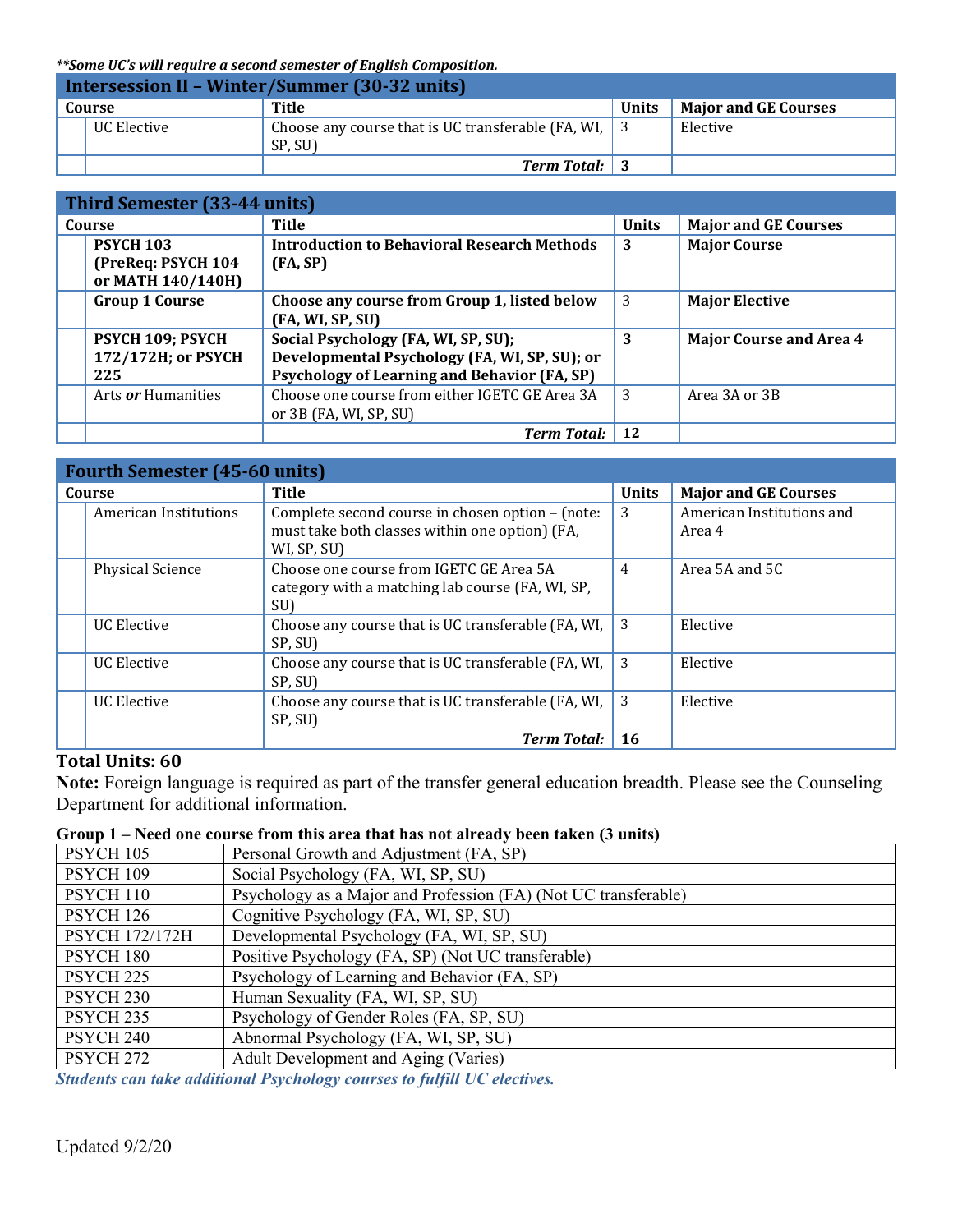***Some UC's will require a second semester of English Composition.**

| Intersession II – Winter/Summer (30-32 units) | | | |
|---|---|---|---|
| **Course** | **Title** | **Units** | **Major and GE Courses** |
| UC Elective | Choose any course that is UC transferable (FA, WI, SP, SU) | 3 | Elective |
| | ***Term Total:*** | **3** | |

| Third Semester (33-44 units) | | | |
|---|---|---|---|
| **Course** | **Title** | **Units** | **Major and GE Courses** |
| **PSYCH 103 (PreReq: PSYCH 104 or MATH 140/140H)** | **Introduction to Behavioral Research Methods (FA, SP)** | **3** | **Major Course** |
| **Group 1 Course** | **Choose any course from Group 1, listed below (FA, WI, SP, SU)** | 3 | **Major Elective** |
| **PSYCH 109; PSYCH 172/172H; or PSYCH 225** | **Social Psychology (FA, WI, SP, SU); Developmental Psychology (FA, WI, SP, SU); or Psychology of Learning and Behavior (FA, SP)** | **3** | **Major Course and Area 4** |
| Arts ***or*** Humanities | Choose one course from either IGETC GE Area 3A or 3B (FA, WI, SP, SU) | 3 | Area 3A or 3B |
| | ***Term Total:*** | **12** | |

| Fourth Semester (45-60 units) | | | |
|---|---|---|---|
| **Course** | **Title** | **Units** | **Major and GE Courses** |
| American Institutions | Complete second course in chosen option – (note: must take both classes within one option) (FA, WI, SP, SU) | 3 | American Institutions and Area 4 |
| Physical Science | Choose one course from IGETC GE Area 5A category with a matching lab course (FA, WI, SP, SU) | 4 | Area 5A and 5C |
| UC Elective | Choose any course that is UC transferable (FA, WI, SP, SU) | 3 | Elective |
| UC Elective | Choose any course that is UC transferable (FA, WI, SP, SU) | 3 | Elective |
| UC Elective | Choose any course that is UC transferable (FA, WI, SP, SU) | 3 | Elective |
| | ***Term Total:*** | **16** | |

**Total Units: 60**

**Note:** Foreign language is required as part of the transfer general education breadth. Please see the Counseling Department for additional information.

**Group 1 – Need one course from this area that has not already been taken (3 units)**

| Course | Title |
|---|---|
| PSYCH 105 | Personal Growth and Adjustment (FA, SP) |
| PSYCH 109 | Social Psychology (FA, WI, SP, SU) |
| PSYCH 110 | Psychology as a Major and Profession (FA) (Not UC transferable) |
| PSYCH 126 | Cognitive Psychology (FA, WI, SP, SU) |
| PSYCH 172/172H | Developmental Psychology (FA, WI, SP, SU) |
| PSYCH 180 | Positive Psychology (FA, SP) (Not UC transferable) |
| PSYCH 225 | Psychology of Learning and Behavior (FA, SP) |
| PSYCH 230 | Human Sexuality (FA, WI, SP, SU) |
| PSYCH 235 | Psychology of Gender Roles (FA, SP, SU) |
| PSYCH 240 | Abnormal Psychology (FA, WI, SP, SU) |
| PSYCH 272 | Adult Development and Aging (Varies) |

***Students can take additional Psychology courses to fulfill UC electives.***

Updated 9/2/20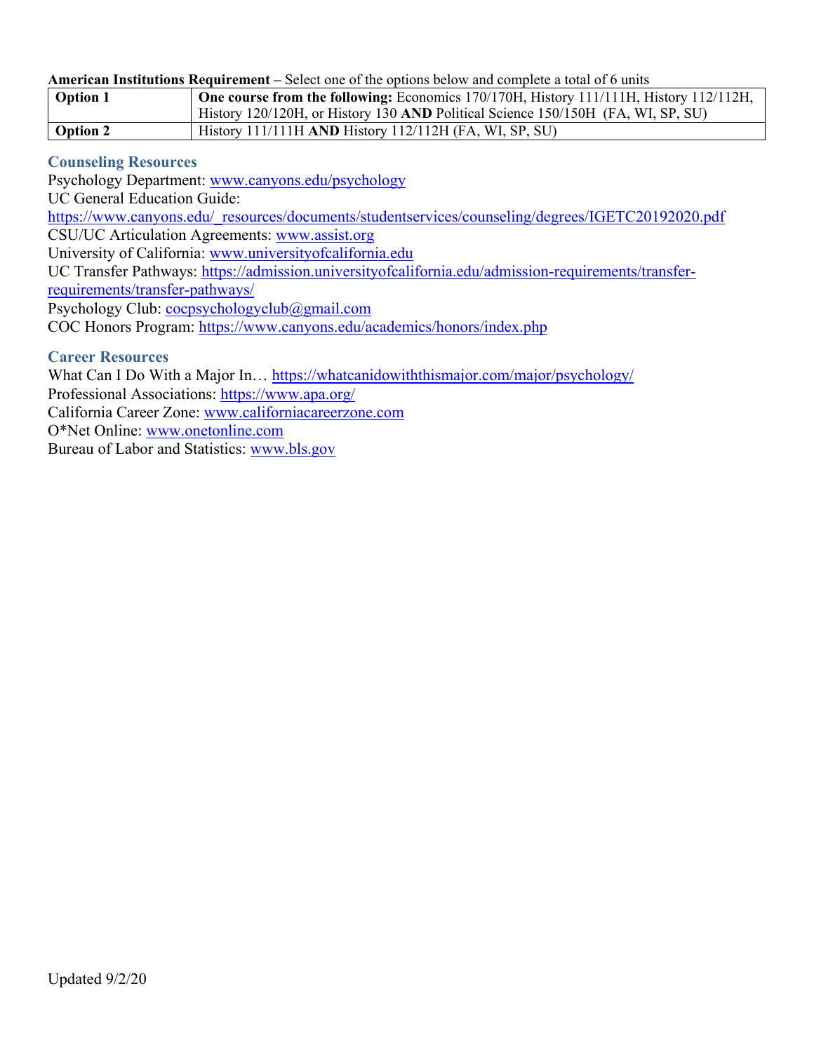**American Institutions Requirement** – Select one of the options below and complete a total of 6 units

| | |
|---|---|
| **Option 1** | **One course from the following:** Economics 170/170H, History 111/111H, History 112/112H, History 120/120H, or History 130 **AND** Political Science 150/150H (FA, WI, SP, SU) |
| **Option 2** | History 111/111H **AND** History 112/112H (FA, WI, SP, SU) |

### Counseling Resources

Psychology Department: www.canyons.edu/psychology
UC General Education Guide:
https://www.canyons.edu/_resources/documents/studentservices/counseling/degrees/IGETC20192020.pdf
CSU/UC Articulation Agreements: www.assist.org
University of California: www.universityofcalifornia.edu
UC Transfer Pathways: https://admission.universityofcalifornia.edu/admission-requirements/transfer-requirements/transfer-pathways/
Psychology Club: cocpsychologyclub@gmail.com
COC Honors Program: https://www.canyons.edu/academics/honors/index.php

### Career Resources

What Can I Do With a Major In… https://whatcanidowiththismajor.com/major/psychology/
Professional Associations: https://www.apa.org/
California Career Zone: www.californiacareerzone.com
O*Net Online: www.onetonline.com
Bureau of Labor and Statistics: www.bls.gov

Updated 9/2/20